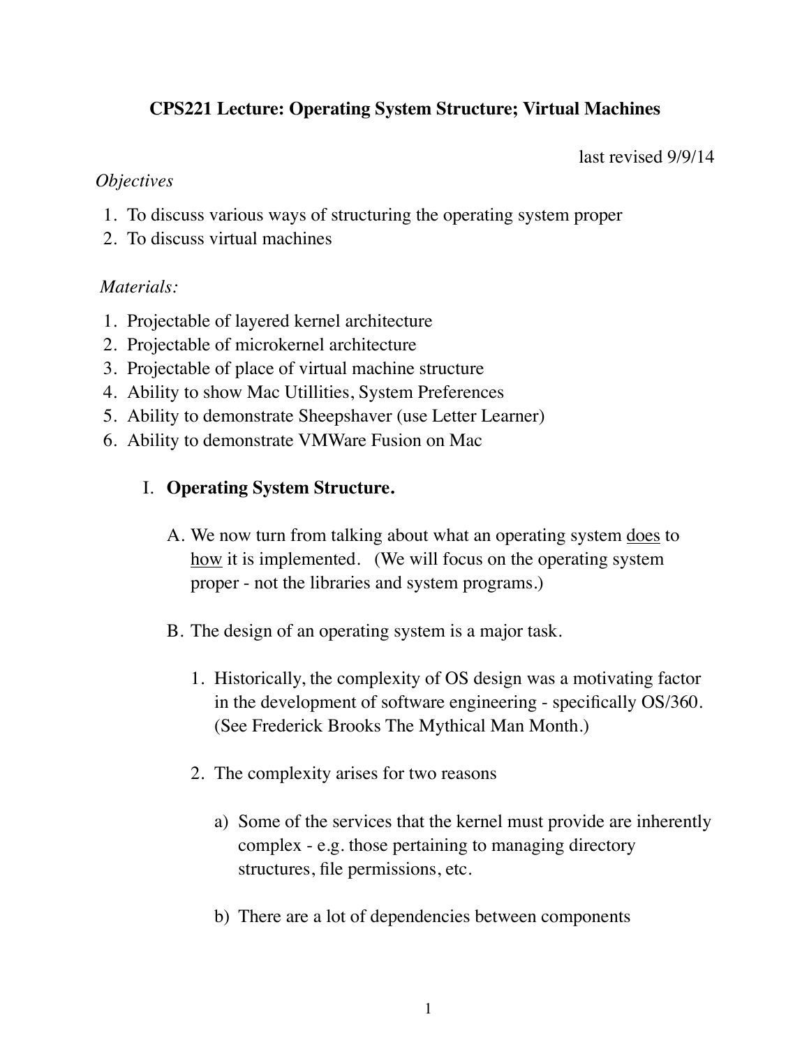# CPS221 Lecture: Operating System Structure; Virtual Machines

last revised 9/9/14

*Objectives*

1. To discuss various ways of structuring the operating system proper
2. To discuss virtual machines

*Materials:*

1. Projectable of layered kernel architecture
2. Projectable of microkernel architecture
3. Projectable of place of virtual machine structure
4. Ability to show Mac Utillities, System Preferences
5. Ability to demonstrate Sheepshaver (use Letter Learner)
6. Ability to demonstrate VMWare Fusion on Mac

## I. Operating System Structure.

A. We now turn from talking about what an operating system <u>does</u> to <u>how</u> it is implemented. (We will focus on the operating system proper - not the libraries and system programs.)

B. The design of an operating system is a major task.

1. Historically, the complexity of OS design was a motivating factor in the development of software engineering - specifically OS/360. (See Frederick Brooks The Mythical Man Month.)

2. The complexity arises for two reasons

    a) Some of the services that the kernel must provide are inherently complex - e.g. those pertaining to managing directory structures, file permissions, etc.

    b) There are a lot of dependencies between components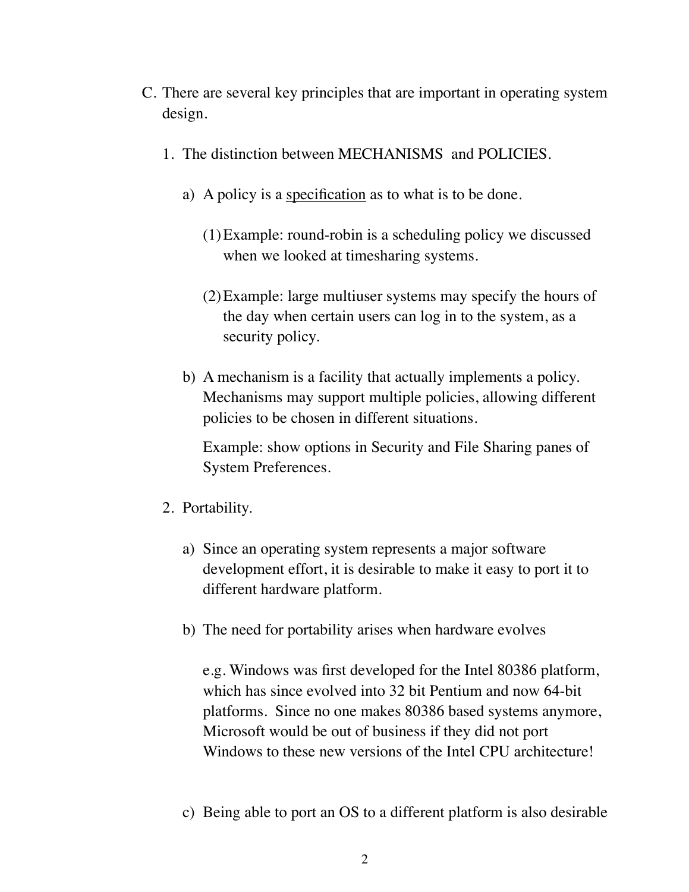C. There are several key principles that are important in operating system design.

1. The distinction between MECHANISMS and POLICIES.

    a) A policy is a <u>specification</u> as to what is to be done.

        (1) Example: round-robin is a scheduling policy we discussed when we looked at timesharing systems.

        (2) Example: large multiuser systems may specify the hours of the day when certain users can log in to the system, as a security policy.

    b) A mechanism is a facility that actually implements a policy. Mechanisms may support multiple policies, allowing different policies to be chosen in different situations.

        Example: show options in Security and File Sharing panes of System Preferences.

2. Portability.

    a) Since an operating system represents a major software development effort, it is desirable to make it easy to port it to different hardware platform.

    b) The need for portability arises when hardware evolves

        e.g. Windows was first developed for the Intel 80386 platform, which has since evolved into 32 bit Pentium and now 64-bit platforms. Since no one makes 80386 based systems anymore, Microsoft would be out of business if they did not port Windows to these new versions of the Intel CPU architecture!

    c) Being able to port an OS to a different platform is also desirable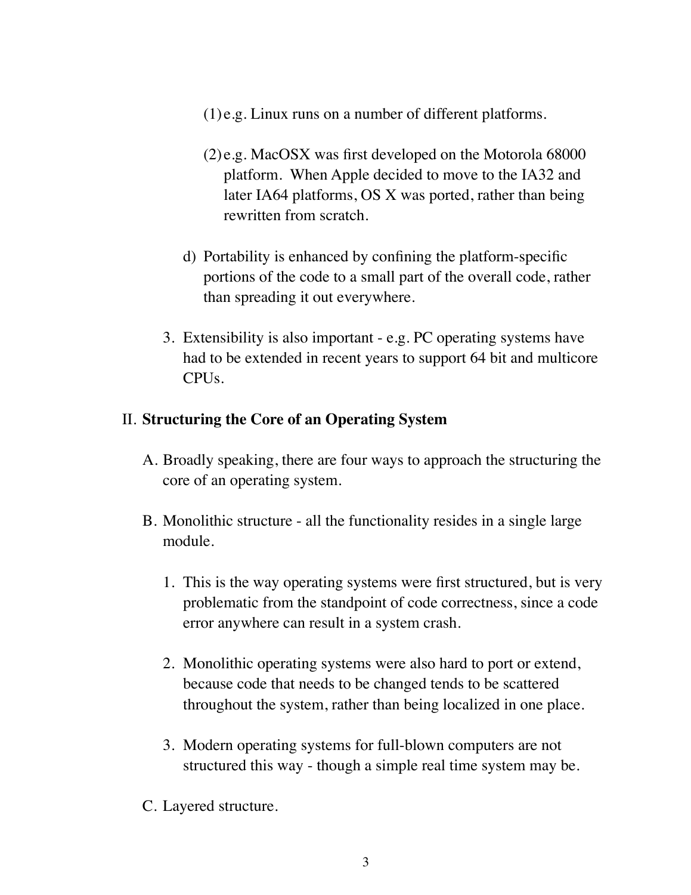(1) e.g. Linux runs on a number of different platforms.

(2) e.g. MacOSX was first developed on the Motorola 68000 platform. When Apple decided to move to the IA32 and later IA64 platforms, OS X was ported, rather than being rewritten from scratch.

d) Portability is enhanced by confining the platform-specific portions of the code to a small part of the overall code, rather than spreading it out everywhere.

3. Extensibility is also important - e.g. PC operating systems have had to be extended in recent years to support 64 bit and multicore CPUs.

## II. **Structuring the Core of an Operating System**

A. Broadly speaking, there are four ways to approach the structuring the core of an operating system.

B. Monolithic structure - all the functionality resides in a single large module.

1. This is the way operating systems were first structured, but is very problematic from the standpoint of code correctness, since a code error anywhere can result in a system crash.

2. Monolithic operating systems were also hard to port or extend, because code that needs to be changed tends to be scattered throughout the system, rather than being localized in one place.

3. Modern operating systems for full-blown computers are not structured this way - though a simple real time system may be.

C. Layered structure.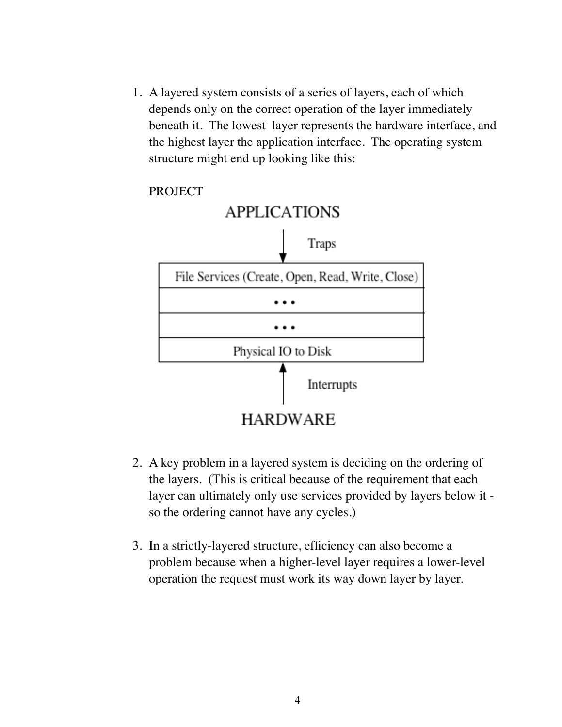1. A layered system consists of a series of layers, each of which depends only on the correct operation of the layer immediately beneath it. The lowest layer represents the hardware interface, and the highest layer the application interface. The operating system structure might end up looking like this:

   PROJECT

   APPLICATIONS

   ↓ Traps

   | File Services (Create, Open, Read, Write, Close) |
   |---|
   | • • • |
   | • • • |
   | Physical IO to Disk |

   ↑ Interrupts

   HARDWARE

2. A key problem in a layered system is deciding on the ordering of the layers. (This is critical because of the requirement that each layer can ultimately only use services provided by layers below it - so the ordering cannot have any cycles.)

3. In a strictly-layered structure, efficiency can also become a problem because when a higher-level layer requires a lower-level operation the request must work its way down layer by layer.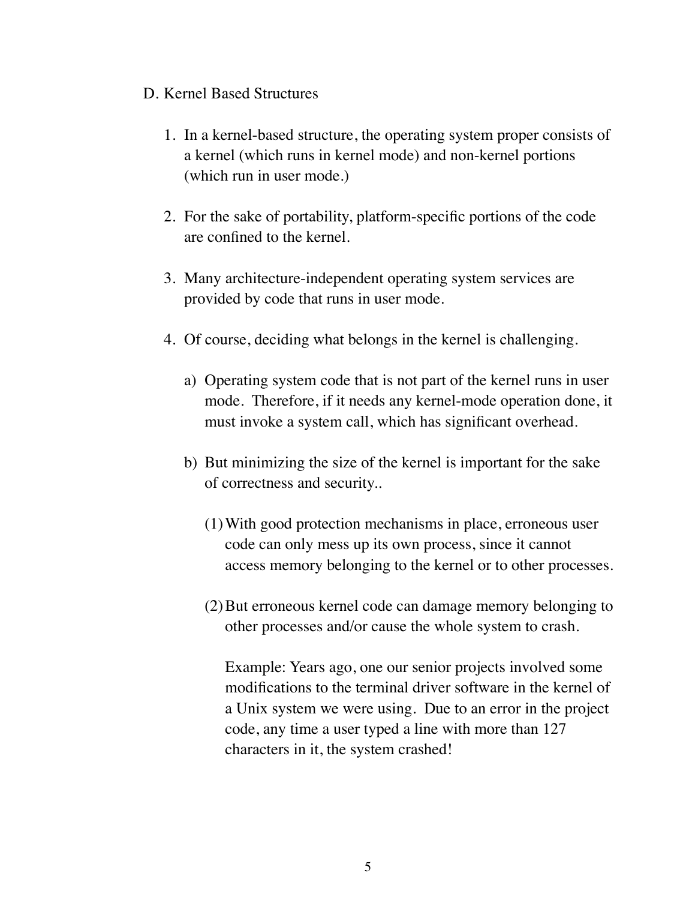D. Kernel Based Structures

1. In a kernel-based structure, the operating system proper consists of a kernel (which runs in kernel mode) and non-kernel portions (which run in user mode.)

2. For the sake of portability, platform-specific portions of the code are confined to the kernel.

3. Many architecture-independent operating system services are provided by code that runs in user mode.

4. Of course, deciding what belongs in the kernel is challenging.

   a) Operating system code that is not part of the kernel runs in user mode. Therefore, if it needs any kernel-mode operation done, it must invoke a system call, which has significant overhead.

   b) But minimizing the size of the kernel is important for the sake of correctness and security..

      (1) With good protection mechanisms in place, erroneous user code can only mess up its own process, since it cannot access memory belonging to the kernel or to other processes.

      (2) But erroneous kernel code can damage memory belonging to other processes and/or cause the whole system to crash.

      Example: Years ago, one our senior projects involved some modifications to the terminal driver software in the kernel of a Unix system we were using. Due to an error in the project code, any time a user typed a line with more than 127 characters in it, the system crashed!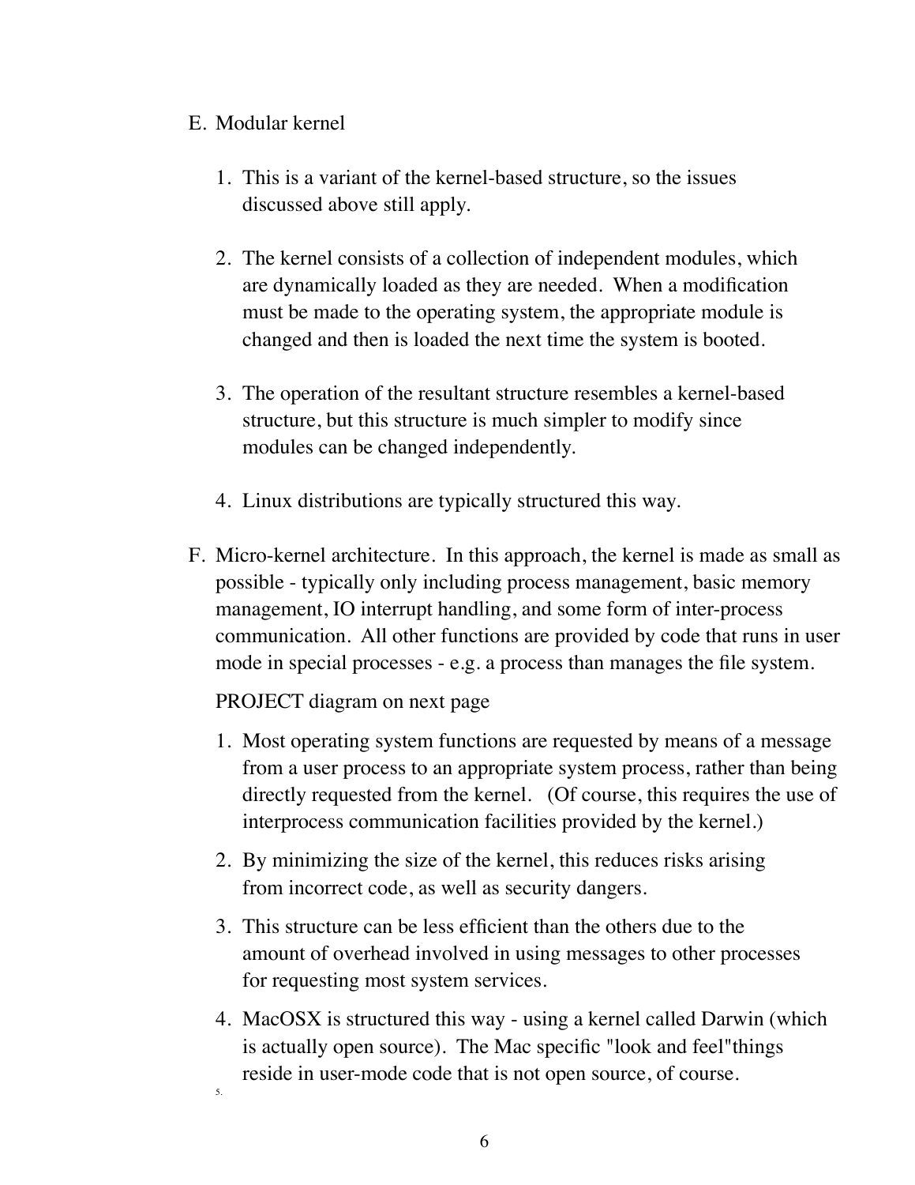E. Modular kernel

   1. This is a variant of the kernel-based structure, so the issues discussed above still apply.

   2. The kernel consists of a collection of independent modules, which are dynamically loaded as they are needed. When a modification must be made to the operating system, the appropriate module is changed and then is loaded the next time the system is booted.

   3. The operation of the resultant structure resembles a kernel-based structure, but this structure is much simpler to modify since modules can be changed independently.

   4. Linux distributions are typically structured this way.

F. Micro-kernel architecture. In this approach, the kernel is made as small as possible - typically only including process management, basic memory management, IO interrupt handling, and some form of inter-process communication. All other functions are provided by code that runs in user mode in special processes - e.g. a process than manages the file system.

   PROJECT diagram on next page

   1. Most operating system functions are requested by means of a message from a user process to an appropriate system process, rather than being directly requested from the kernel. (Of course, this requires the use of interprocess communication facilities provided by the kernel.)

   2. By minimizing the size of the kernel, this reduces risks arising from incorrect code, as well as security dangers.

   3. This structure can be less efficient than the others due to the amount of overhead involved in using messages to other processes for requesting most system services.

   4. MacOSX is structured this way - using a kernel called Darwin (which is actually open source). The Mac specific "look and feel"things reside in user-mode code that is not open source, of course.

   5.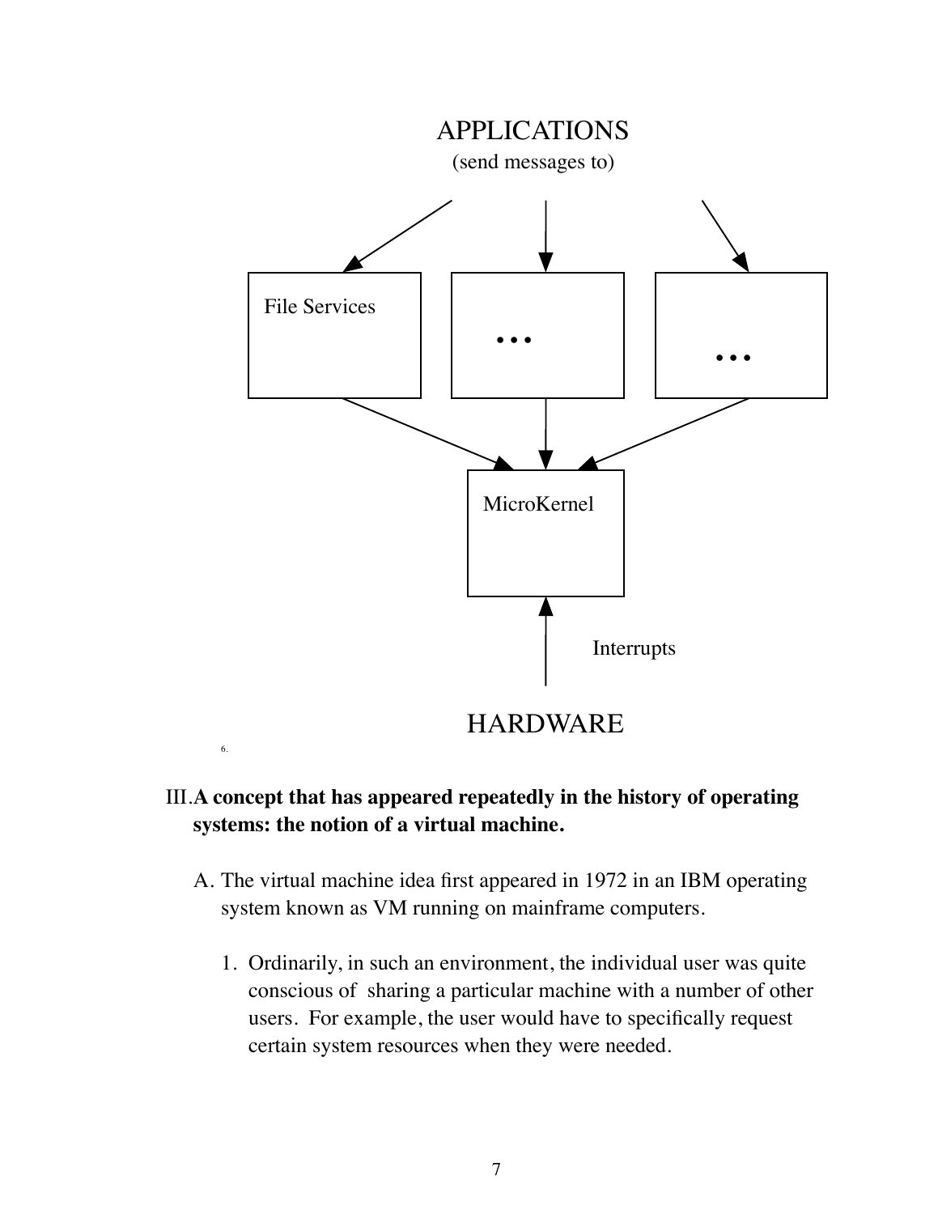APPLICATIONS

(send messages to)

File Services

...

...

MicroKernel

Interrupts

HARDWARE

6.

III. **A concept that has appeared repeatedly in the history of operating systems: the notion of a virtual machine.**

A. The virtual machine idea first appeared in 1972 in an IBM operating system known as VM running on mainframe computers.

1. Ordinarily, in such an environment, the individual user was quite conscious of sharing a particular machine with a number of other users. For example, the user would have to specifically request certain system resources when they were needed.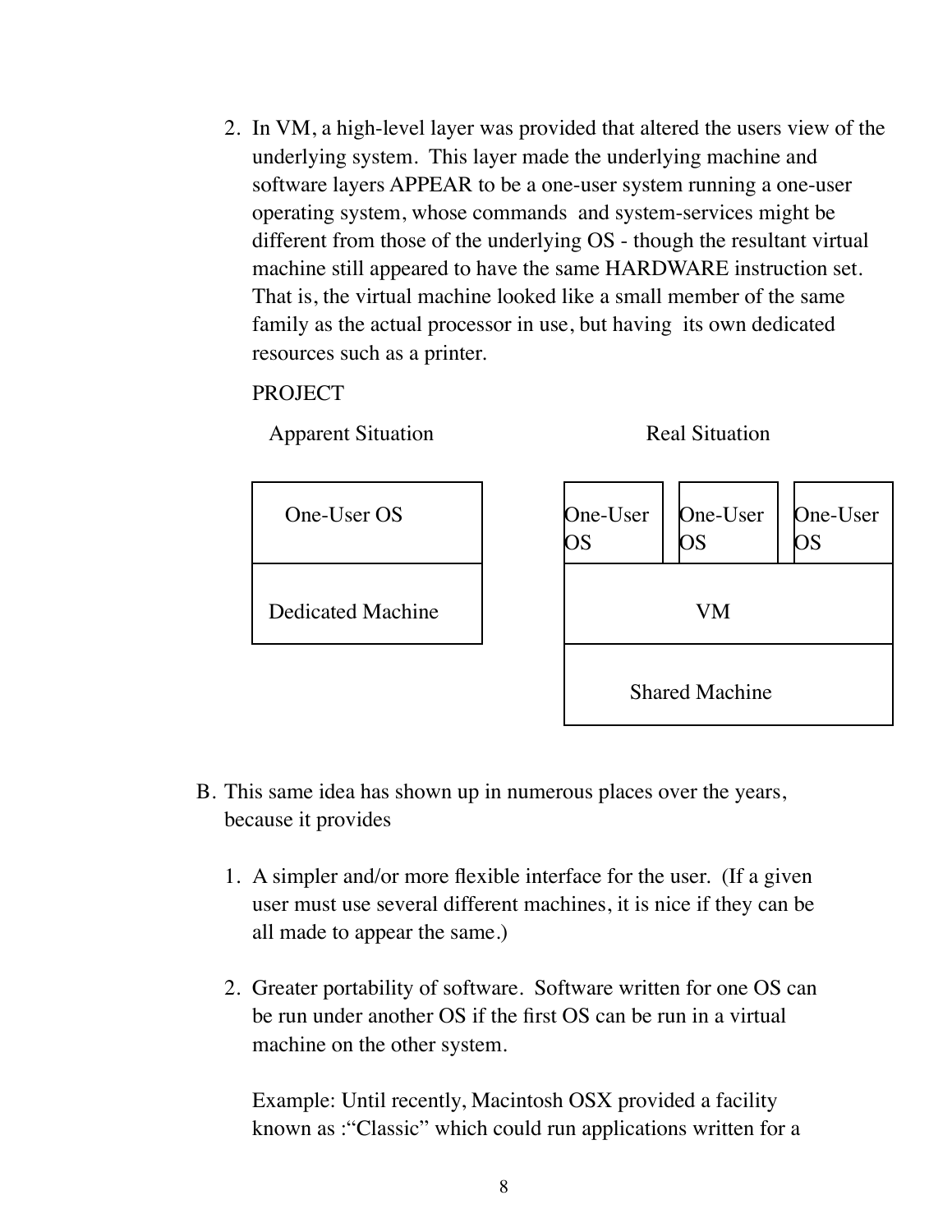2. In VM, a high-level layer was provided that altered the users view of the underlying system. This layer made the underlying machine and software layers APPEAR to be a one-user system running a one-user operating system, whose commands and system-services might be different from those of the underlying OS - though the resultant virtual machine still appeared to have the same HARDWARE instruction set. That is, the virtual machine looked like a small member of the same family as the actual processor in use, but having its own dedicated resources such as a printer.

   PROJECT

   Apparent Situation

   | One-User OS |
   | --- |
   | Dedicated Machine |

   Real Situation

   | One-User OS | One-User OS | One-User OS |
   | --- | --- | --- |
   | VM | | |
   | Shared Machine | | |

B. This same idea has shown up in numerous places over the years, because it provides

   1. A simpler and/or more flexible interface for the user. (If a given user must use several different machines, it is nice if they can be all made to appear the same.)

   2. Greater portability of software. Software written for one OS can be run under another OS if the first OS can be run in a virtual machine on the other system.

      Example: Until recently, Macintosh OSX provided a facility known as :“Classic” which could run applications written for a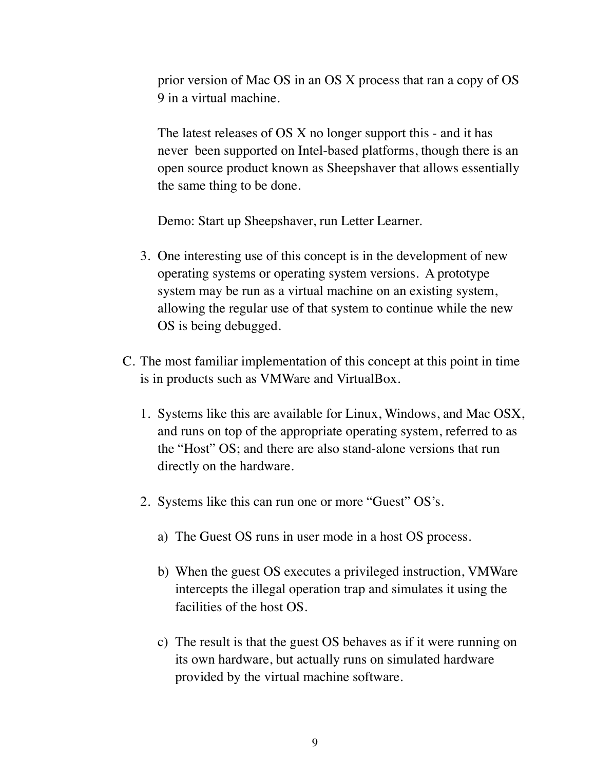prior version of Mac OS in an OS X process that ran a copy of OS 9 in a virtual machine.

The latest releases of OS X no longer support this - and it has never been supported on Intel-based platforms, though there is an open source product known as Sheepshaver that allows essentially the same thing to be done.

Demo: Start up Sheepshaver, run Letter Learner.

3. One interesting use of this concept is in the development of new operating systems or operating system versions. A prototype system may be run as a virtual machine on an existing system, allowing the regular use of that system to continue while the new OS is being debugged.

C. The most familiar implementation of this concept at this point in time is in products such as VMWare and VirtualBox.

1. Systems like this are available for Linux, Windows, and Mac OSX, and runs on top of the appropriate operating system, referred to as the "Host" OS; and there are also stand-alone versions that run directly on the hardware.

2. Systems like this can run one or more "Guest" OS's.

   a) The Guest OS runs in user mode in a host OS process.

   b) When the guest OS executes a privileged instruction, VMWare intercepts the illegal operation trap and simulates it using the facilities of the host OS.

   c) The result is that the guest OS behaves as if it were running on its own hardware, but actually runs on simulated hardware provided by the virtual machine software.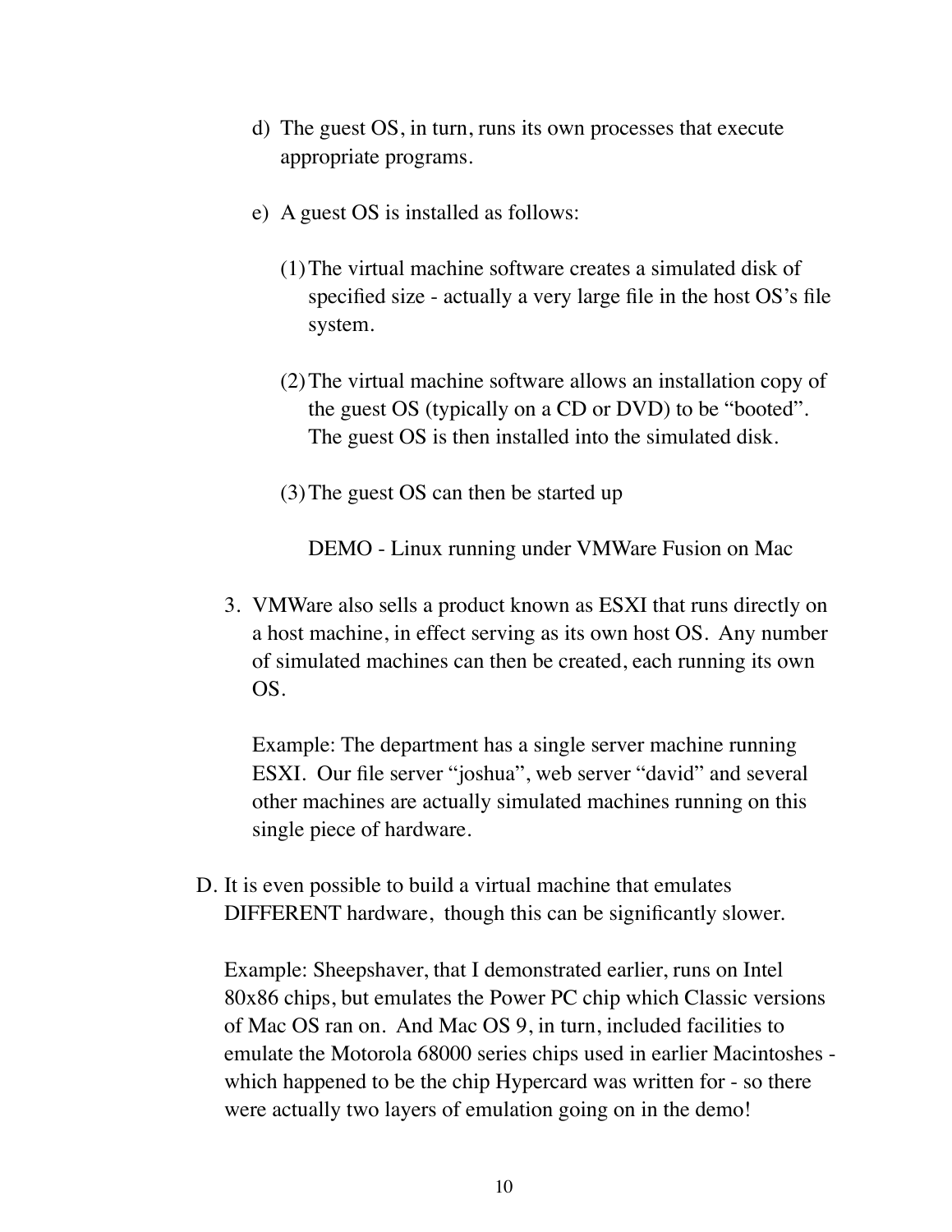d) The guest OS, in turn, runs its own processes that execute appropriate programs.

e) A guest OS is installed as follows:

(1) The virtual machine software creates a simulated disk of specified size - actually a very large file in the host OS's file system.

(2) The virtual machine software allows an installation copy of the guest OS (typically on a CD or DVD) to be "booted". The guest OS is then installed into the simulated disk.

(3) The guest OS can then be started up

DEMO - Linux running under VMWare Fusion on Mac

3. VMWare also sells a product known as ESXI that runs directly on a host machine, in effect serving as its own host OS. Any number of simulated machines can then be created, each running its own OS.

   Example: The department has a single server machine running ESXI. Our file server "joshua", web server "david" and several other machines are actually simulated machines running on this single piece of hardware.

D. It is even possible to build a virtual machine that emulates DIFFERENT hardware, though this can be significantly slower.

   Example: Sheepshaver, that I demonstrated earlier, runs on Intel 80x86 chips, but emulates the Power PC chip which Classic versions of Mac OS ran on. And Mac OS 9, in turn, included facilities to emulate the Motorola 68000 series chips used in earlier Macintoshes - which happened to be the chip Hypercard was written for - so there were actually two layers of emulation going on in the demo!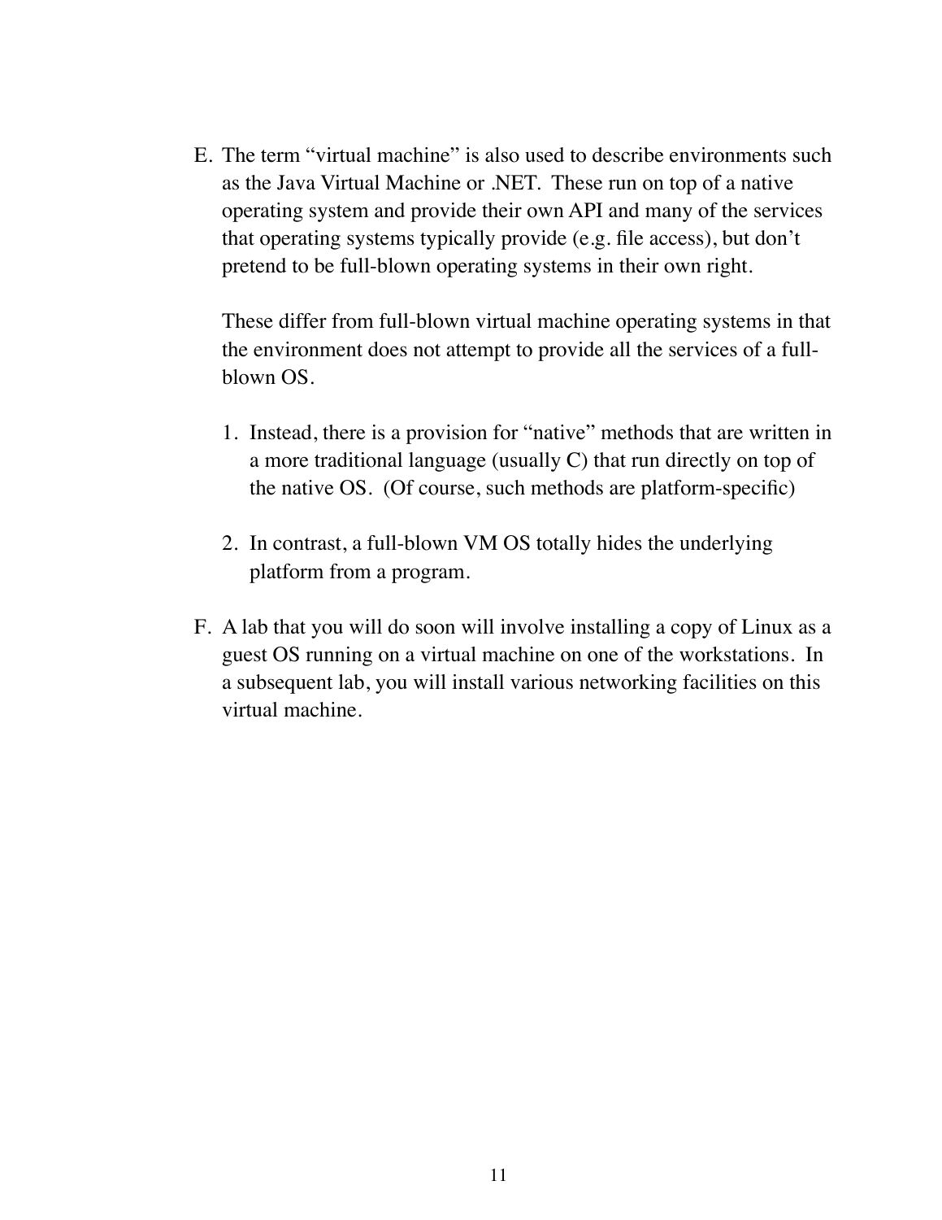E. The term “virtual machine” is also used to describe environments such as the Java Virtual Machine or .NET. These run on top of a native operating system and provide their own API and many of the services that operating systems typically provide (e.g. file access), but don’t pretend to be full-blown operating systems in their own right.

   These differ from full-blown virtual machine operating systems in that the environment does not attempt to provide all the services of a full-blown OS.

   1. Instead, there is a provision for “native” methods that are written in a more traditional language (usually C) that run directly on top of the native OS. (Of course, such methods are platform-specific)

   2. In contrast, a full-blown VM OS totally hides the underlying platform from a program.

F. A lab that you will do soon will involve installing a copy of Linux as a guest OS running on a virtual machine on one of the workstations. In a subsequent lab, you will install various networking facilities on this virtual machine.